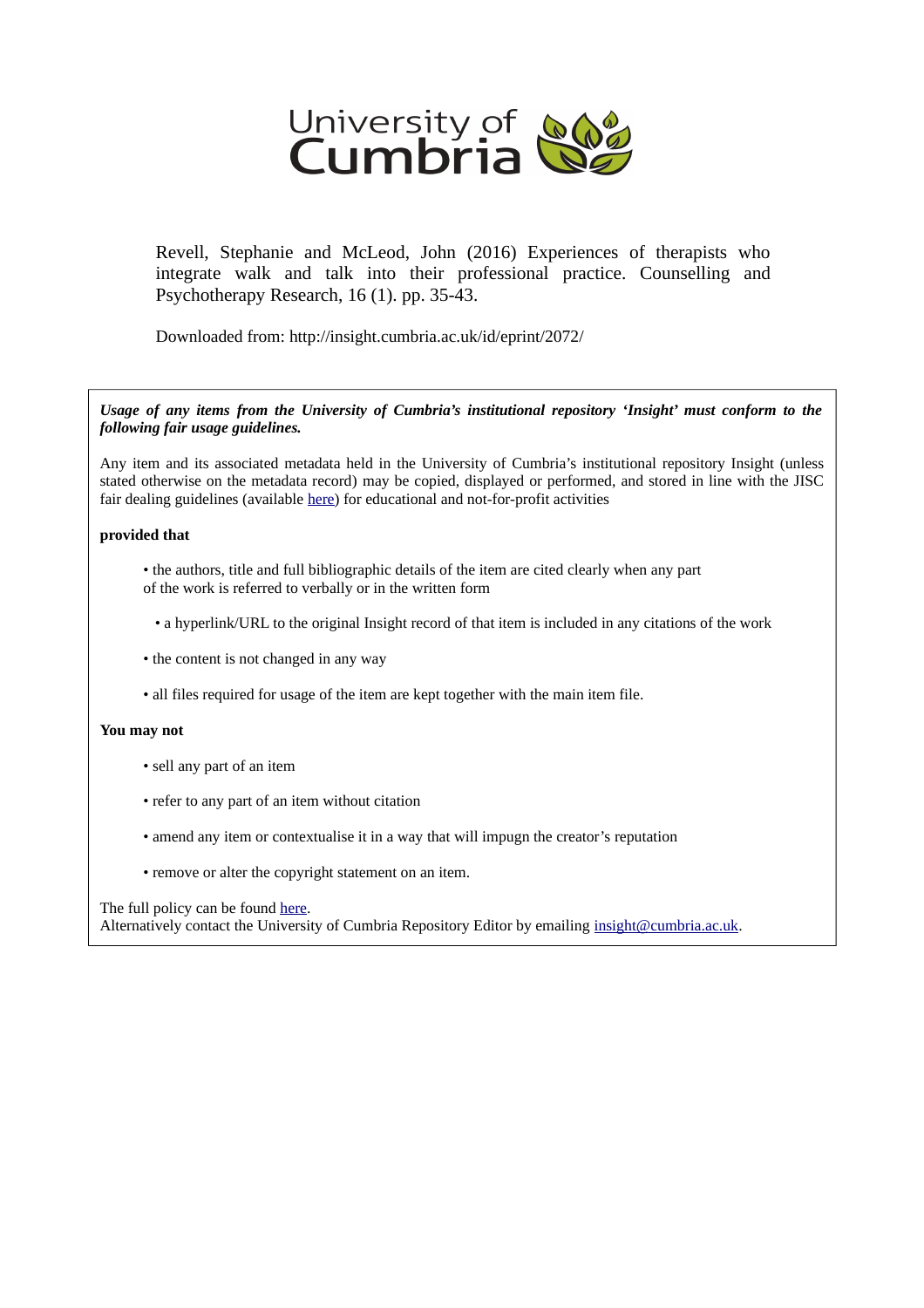University of Cumbria

Revell, Stephanie and McLeod, John (2016) Experiences of therapists who integrate walk and talk into their professional practice. Counselling and Psychotherapy Research, 16 (1). pp. 35-43.

Downloaded from: http://insight.cumbria.ac.uk/id/eprint/2072/

***Usage of any items from the University of Cumbria's institutional repository 'Insight' must conform to the following fair usage guidelines.***

Any item and its associated metadata held in the University of Cumbria's institutional repository Insight (unless stated otherwise on the metadata record) may be copied, displayed or performed, and stored in line with the JISC fair dealing guidelines (available here) for educational and not-for-profit activities

**provided that**

- the authors, title and full bibliographic details of the item are cited clearly when any part of the work is referred to verbally or in the written form
- a hyperlink/URL to the original Insight record of that item is included in any citations of the work
- the content is not changed in any way
- all files required for usage of the item are kept together with the main item file.

**You may not**

- sell any part of an item
- refer to any part of an item without citation
- amend any item or contextualise it in a way that will impugn the creator's reputation
- remove or alter the copyright statement on an item.

The full policy can be found here.
Alternatively contact the University of Cumbria Repository Editor by emailing insight@cumbria.ac.uk.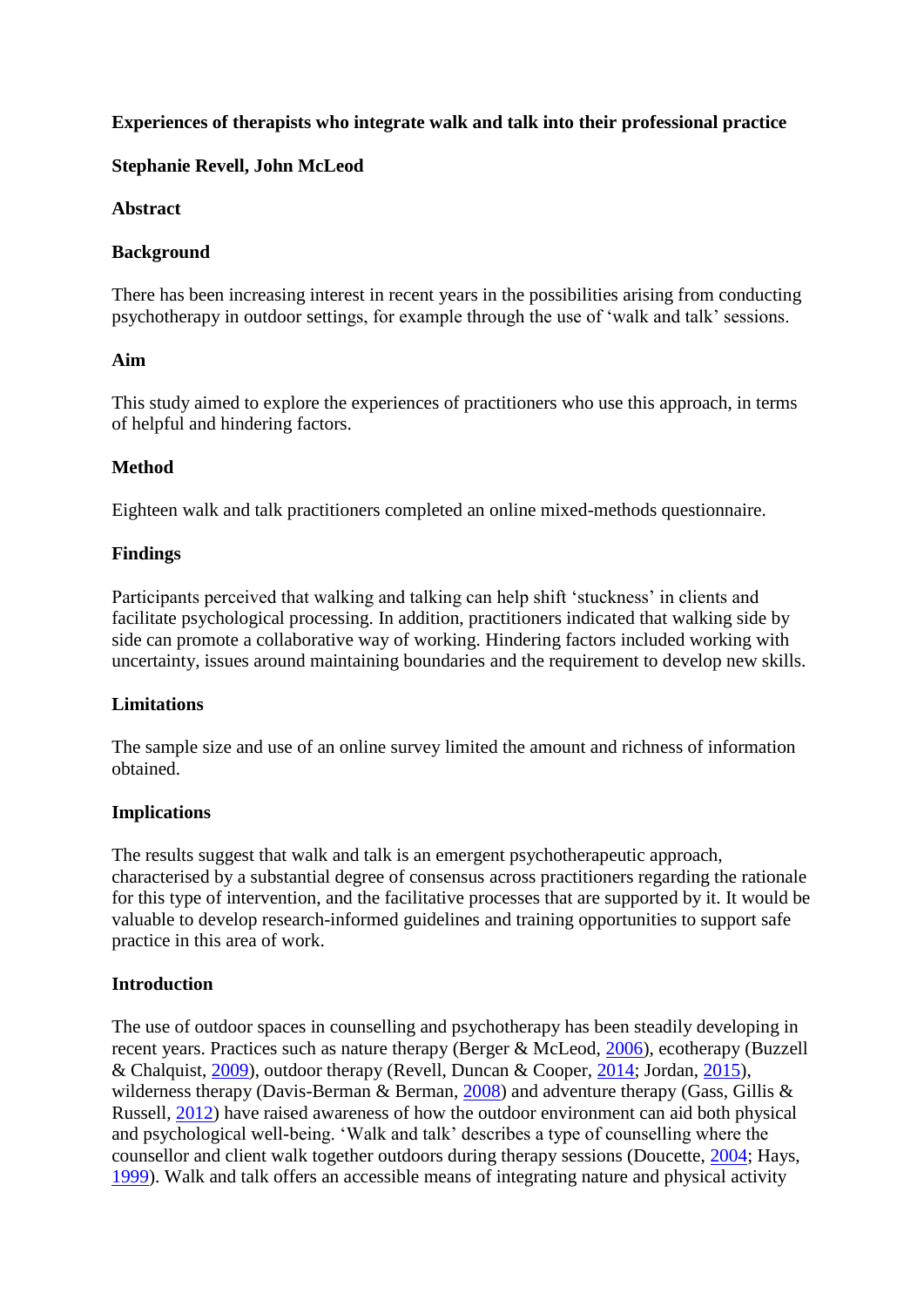**Experiences of therapists who integrate walk and talk into their professional practice**

**Stephanie Revell, John McLeod**

## Abstract

### Background

There has been increasing interest in recent years in the possibilities arising from conducting psychotherapy in outdoor settings, for example through the use of 'walk and talk' sessions.

### Aim

This study aimed to explore the experiences of practitioners who use this approach, in terms of helpful and hindering factors.

### Method

Eighteen walk and talk practitioners completed an online mixed-methods questionnaire.

### Findings

Participants perceived that walking and talking can help shift 'stuckness' in clients and facilitate psychological processing. In addition, practitioners indicated that walking side by side can promote a collaborative way of working. Hindering factors included working with uncertainty, issues around maintaining boundaries and the requirement to develop new skills.

### Limitations

The sample size and use of an online survey limited the amount and richness of information obtained.

### Implications

The results suggest that walk and talk is an emergent psychotherapeutic approach, characterised by a substantial degree of consensus across practitioners regarding the rationale for this type of intervention, and the facilitative processes that are supported by it. It would be valuable to develop research-informed guidelines and training opportunities to support safe practice in this area of work.

## Introduction

The use of outdoor spaces in counselling and psychotherapy has been steadily developing in recent years. Practices such as nature therapy (Berger & McLeod, 2006), ecotherapy (Buzzell & Chalquist, 2009), outdoor therapy (Revell, Duncan & Cooper, 2014; Jordan, 2015), wilderness therapy (Davis-Berman & Berman, 2008) and adventure therapy (Gass, Gillis & Russell, 2012) have raised awareness of how the outdoor environment can aid both physical and psychological well-being. 'Walk and talk' describes a type of counselling where the counsellor and client walk together outdoors during therapy sessions (Doucette, 2004; Hays, 1999). Walk and talk offers an accessible means of integrating nature and physical activity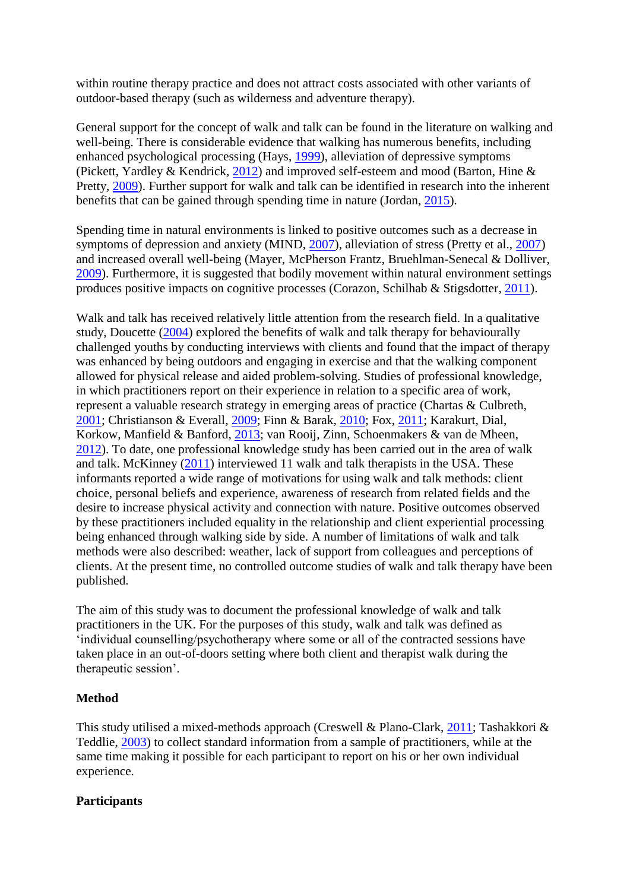within routine therapy practice and does not attract costs associated with other variants of outdoor-based therapy (such as wilderness and adventure therapy).

General support for the concept of walk and talk can be found in the literature on walking and well-being. There is considerable evidence that walking has numerous benefits, including enhanced psychological processing (Hays, 1999), alleviation of depressive symptoms (Pickett, Yardley & Kendrick, 2012) and improved self-esteem and mood (Barton, Hine & Pretty, 2009). Further support for walk and talk can be identified in research into the inherent benefits that can be gained through spending time in nature (Jordan, 2015).

Spending time in natural environments is linked to positive outcomes such as a decrease in symptoms of depression and anxiety (MIND, 2007), alleviation of stress (Pretty et al., 2007) and increased overall well-being (Mayer, McPherson Frantz, Bruehlman-Senecal & Dolliver, 2009). Furthermore, it is suggested that bodily movement within natural environment settings produces positive impacts on cognitive processes (Corazon, Schilhab & Stigsdotter, 2011).

Walk and talk has received relatively little attention from the research field. In a qualitative study, Doucette (2004) explored the benefits of walk and talk therapy for behaviourally challenged youths by conducting interviews with clients and found that the impact of therapy was enhanced by being outdoors and engaging in exercise and that the walking component allowed for physical release and aided problem-solving. Studies of professional knowledge, in which practitioners report on their experience in relation to a specific area of work, represent a valuable research strategy in emerging areas of practice (Chartas & Culbreth, 2001; Christianson & Everall, 2009; Finn & Barak, 2010; Fox, 2011; Karakurt, Dial, Korkow, Manfield & Banford, 2013; van Rooij, Zinn, Schoenmakers & van de Mheen, 2012). To date, one professional knowledge study has been carried out in the area of walk and talk. McKinney (2011) interviewed 11 walk and talk therapists in the USA. These informants reported a wide range of motivations for using walk and talk methods: client choice, personal beliefs and experience, awareness of research from related fields and the desire to increase physical activity and connection with nature. Positive outcomes observed by these practitioners included equality in the relationship and client experiential processing being enhanced through walking side by side. A number of limitations of walk and talk methods were also described: weather, lack of support from colleagues and perceptions of clients. At the present time, no controlled outcome studies of walk and talk therapy have been published.

The aim of this study was to document the professional knowledge of walk and talk practitioners in the UK. For the purposes of this study, walk and talk was defined as 'individual counselling/psychotherapy where some or all of the contracted sessions have taken place in an out-of-doors setting where both client and therapist walk during the therapeutic session'.

## Method

This study utilised a mixed-methods approach (Creswell & Plano-Clark, 2011; Tashakkori & Teddlie, 2003) to collect standard information from a sample of practitioners, while at the same time making it possible for each participant to report on his or her own individual experience.

### Participants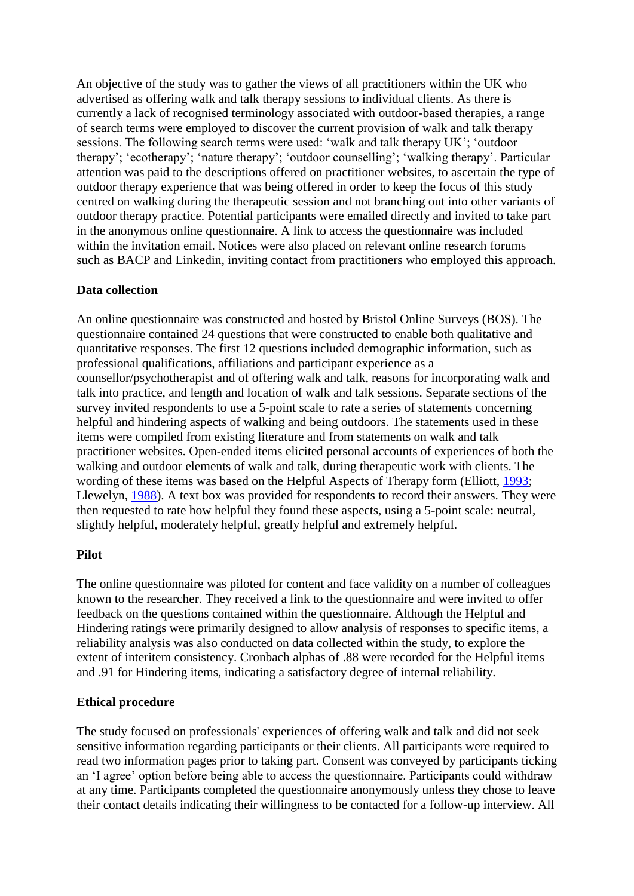An objective of the study was to gather the views of all practitioners within the UK who advertised as offering walk and talk therapy sessions to individual clients. As there is currently a lack of recognised terminology associated with outdoor-based therapies, a range of search terms were employed to discover the current provision of walk and talk therapy sessions. The following search terms were used: 'walk and talk therapy UK'; 'outdoor therapy'; 'ecotherapy'; 'nature therapy'; 'outdoor counselling'; 'walking therapy'. Particular attention was paid to the descriptions offered on practitioner websites, to ascertain the type of outdoor therapy experience that was being offered in order to keep the focus of this study centred on walking during the therapeutic session and not branching out into other variants of outdoor therapy practice. Potential participants were emailed directly and invited to take part in the anonymous online questionnaire. A link to access the questionnaire was included within the invitation email. Notices were also placed on relevant online research forums such as BACP and Linkedin, inviting contact from practitioners who employed this approach.

### Data collection

An online questionnaire was constructed and hosted by Bristol Online Surveys (BOS). The questionnaire contained 24 questions that were constructed to enable both qualitative and quantitative responses. The first 12 questions included demographic information, such as professional qualifications, affiliations and participant experience as a counsellor/psychotherapist and of offering walk and talk, reasons for incorporating walk and talk into practice, and length and location of walk and talk sessions. Separate sections of the survey invited respondents to use a 5-point scale to rate a series of statements concerning helpful and hindering aspects of walking and being outdoors. The statements used in these items were compiled from existing literature and from statements on walk and talk practitioner websites. Open-ended items elicited personal accounts of experiences of both the walking and outdoor elements of walk and talk, during therapeutic work with clients. The wording of these items was based on the Helpful Aspects of Therapy form (Elliott, 1993; Llewelyn, 1988). A text box was provided for respondents to record their answers. They were then requested to rate how helpful they found these aspects, using a 5-point scale: neutral, slightly helpful, moderately helpful, greatly helpful and extremely helpful.

### Pilot

The online questionnaire was piloted for content and face validity on a number of colleagues known to the researcher. They received a link to the questionnaire and were invited to offer feedback on the questions contained within the questionnaire. Although the Helpful and Hindering ratings were primarily designed to allow analysis of responses to specific items, a reliability analysis was also conducted on data collected within the study, to explore the extent of interitem consistency. Cronbach alphas of .88 were recorded for the Helpful items and .91 for Hindering items, indicating a satisfactory degree of internal reliability.

### Ethical procedure

The study focused on professionals' experiences of offering walk and talk and did not seek sensitive information regarding participants or their clients. All participants were required to read two information pages prior to taking part. Consent was conveyed by participants ticking an 'I agree' option before being able to access the questionnaire. Participants could withdraw at any time. Participants completed the questionnaire anonymously unless they chose to leave their contact details indicating their willingness to be contacted for a follow-up interview. All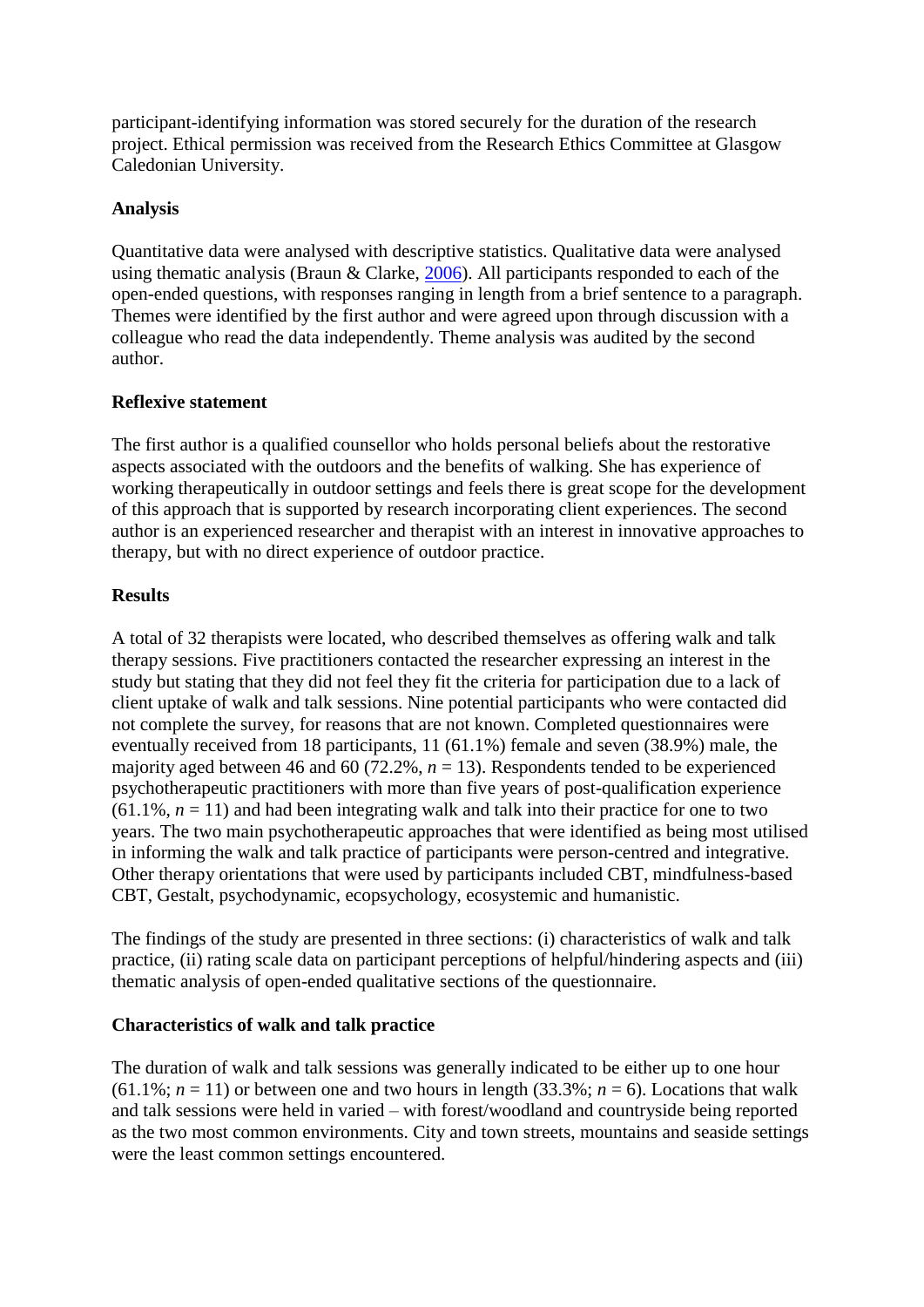participant-identifying information was stored securely for the duration of the research project. Ethical permission was received from the Research Ethics Committee at Glasgow Caledonian University.

**Analysis**

Quantitative data were analysed with descriptive statistics. Qualitative data were analysed using thematic analysis (Braun & Clarke, 2006). All participants responded to each of the open-ended questions, with responses ranging in length from a brief sentence to a paragraph. Themes were identified by the first author and were agreed upon through discussion with a colleague who read the data independently. Theme analysis was audited by the second author.

**Reflexive statement**

The first author is a qualified counsellor who holds personal beliefs about the restorative aspects associated with the outdoors and the benefits of walking. She has experience of working therapeutically in outdoor settings and feels there is great scope for the development of this approach that is supported by research incorporating client experiences. The second author is an experienced researcher and therapist with an interest in innovative approaches to therapy, but with no direct experience of outdoor practice.

**Results**

A total of 32 therapists were located, who described themselves as offering walk and talk therapy sessions. Five practitioners contacted the researcher expressing an interest in the study but stating that they did not feel they fit the criteria for participation due to a lack of client uptake of walk and talk sessions. Nine potential participants who were contacted did not complete the survey, for reasons that are not known. Completed questionnaires were eventually received from 18 participants, 11 (61.1%) female and seven (38.9%) male, the majority aged between 46 and 60 (72.2%, $n$ = 13). Respondents tended to be experienced psychotherapeutic practitioners with more than five years of post-qualification experience (61.1%, $n$ = 11) and had been integrating walk and talk into their practice for one to two years. The two main psychotherapeutic approaches that were identified as being most utilised in informing the walk and talk practice of participants were person-centred and integrative. Other therapy orientations that were used by participants included CBT, mindfulness-based CBT, Gestalt, psychodynamic, ecopsychology, ecosystemic and humanistic.

The findings of the study are presented in three sections: (i) characteristics of walk and talk practice, (ii) rating scale data on participant perceptions of helpful/hindering aspects and (iii) thematic analysis of open-ended qualitative sections of the questionnaire.

**Characteristics of walk and talk practice**

The duration of walk and talk sessions was generally indicated to be either up to one hour (61.1%; $n$ = 11) or between one and two hours in length (33.3%; $n$ = 6). Locations that walk and talk sessions were held in varied – with forest/woodland and countryside being reported as the two most common environments. City and town streets, mountains and seaside settings were the least common settings encountered.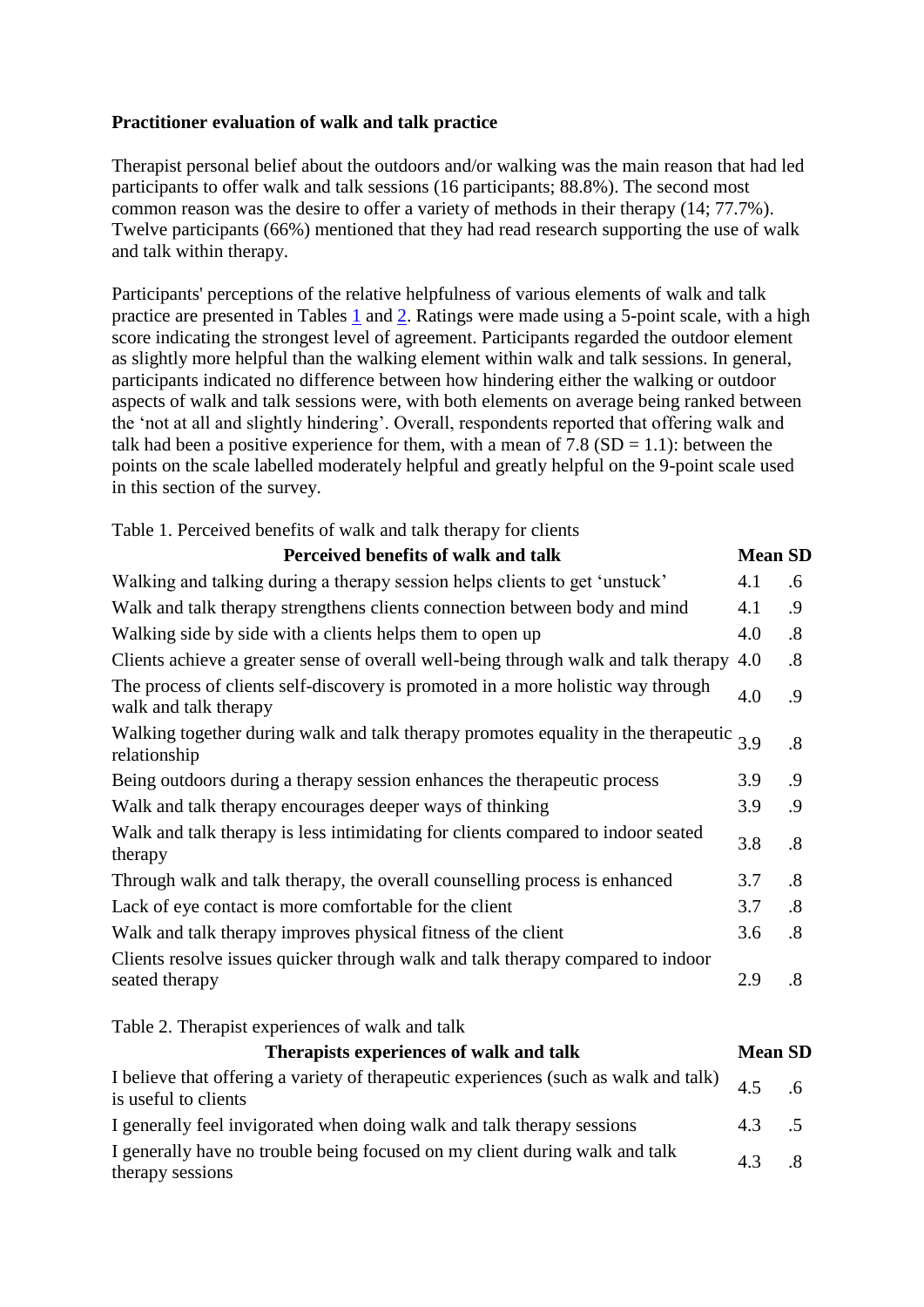**Practitioner evaluation of walk and talk practice**

Therapist personal belief about the outdoors and/or walking was the main reason that had led participants to offer walk and talk sessions (16 participants; 88.8%). The second most common reason was the desire to offer a variety of methods in their therapy (14; 77.7%). Twelve participants (66%) mentioned that they had read research supporting the use of walk and talk within therapy.

Participants' perceptions of the relative helpfulness of various elements of walk and talk practice are presented in Tables 1 and 2. Ratings were made using a 5-point scale, with a high score indicating the strongest level of agreement. Participants regarded the outdoor element as slightly more helpful than the walking element within walk and talk sessions. In general, participants indicated no difference between how hindering either the walking or outdoor aspects of walk and talk sessions were, with both elements on average being ranked between the 'not at all and slightly hindering'. Overall, respondents reported that offering walk and talk had been a positive experience for them, with a mean of 7.8 (SD = 1.1): between the points on the scale labelled moderately helpful and greatly helpful on the 9-point scale used in this section of the survey.

Table 1. Perceived benefits of walk and talk therapy for clients

| Perceived benefits of walk and talk | Mean | SD |
|---|---|---|
| Walking and talking during a therapy session helps clients to get 'unstuck' | 4.1 | .6 |
| Walk and talk therapy strengthens clients connection between body and mind | 4.1 | .9 |
| Walking side by side with a clients helps them to open up | 4.0 | .8 |
| Clients achieve a greater sense of overall well-being through walk and talk therapy | 4.0 | .8 |
| The process of clients self-discovery is promoted in a more holistic way through walk and talk therapy | 4.0 | .9 |
| Walking together during walk and talk therapy promotes equality in the therapeutic relationship | 3.9 | .8 |
| Being outdoors during a therapy session enhances the therapeutic process | 3.9 | .9 |
| Walk and talk therapy encourages deeper ways of thinking | 3.9 | .9 |
| Walk and talk therapy is less intimidating for clients compared to indoor seated therapy | 3.8 | .8 |
| Through walk and talk therapy, the overall counselling process is enhanced | 3.7 | .8 |
| Lack of eye contact is more comfortable for the client | 3.7 | .8 |
| Walk and talk therapy improves physical fitness of the client | 3.6 | .8 |
| Clients resolve issues quicker through walk and talk therapy compared to indoor seated therapy | 2.9 | .8 |

Table 2. Therapist experiences of walk and talk

| Therapists experiences of walk and talk | Mean | SD |
|---|---|---|
| I believe that offering a variety of therapeutic experiences (such as walk and talk) is useful to clients | 4.5 | .6 |
| I generally feel invigorated when doing walk and talk therapy sessions | 4.3 | .5 |
| I generally have no trouble being focused on my client during walk and talk therapy sessions | 4.3 | .8 |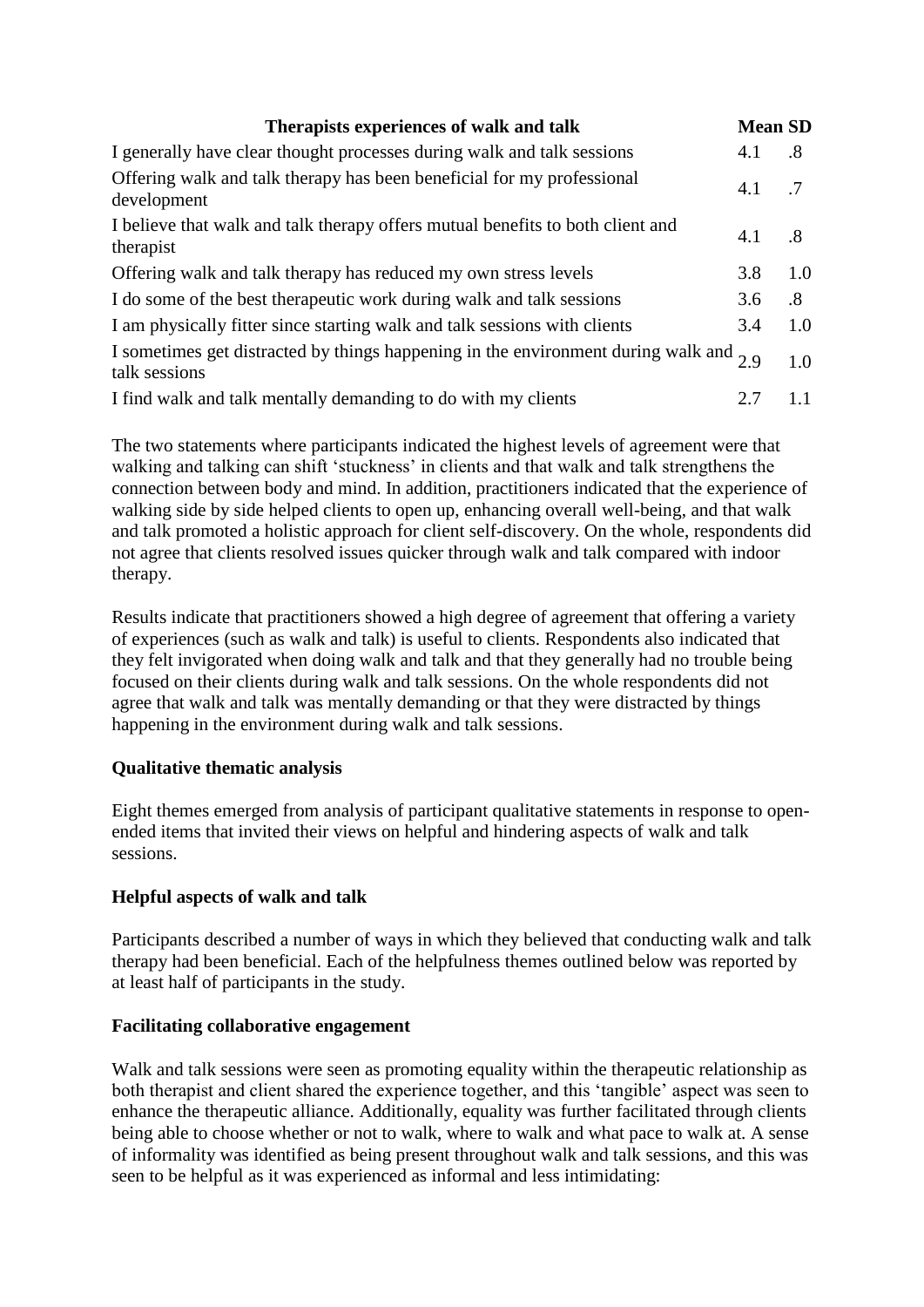| Therapists experiences of walk and talk | Mean | SD |
|---|---|---|
| I generally have clear thought processes during walk and talk sessions | 4.1 | .8 |
| Offering walk and talk therapy has been beneficial for my professional development | 4.1 | .7 |
| I believe that walk and talk therapy offers mutual benefits to both client and therapist | 4.1 | .8 |
| Offering walk and talk therapy has reduced my own stress levels | 3.8 | 1.0 |
| I do some of the best therapeutic work during walk and talk sessions | 3.6 | .8 |
| I am physically fitter since starting walk and talk sessions with clients | 3.4 | 1.0 |
| I sometimes get distracted by things happening in the environment during walk and talk sessions | 2.9 | 1.0 |
| I find walk and talk mentally demanding to do with my clients | 2.7 | 1.1 |

The two statements where participants indicated the highest levels of agreement were that walking and talking can shift 'stuckness' in clients and that walk and talk strengthens the connection between body and mind. In addition, practitioners indicated that the experience of walking side by side helped clients to open up, enhancing overall well-being, and that walk and talk promoted a holistic approach for client self-discovery. On the whole, respondents did not agree that clients resolved issues quicker through walk and talk compared with indoor therapy.

Results indicate that practitioners showed a high degree of agreement that offering a variety of experiences (such as walk and talk) is useful to clients. Respondents also indicated that they felt invigorated when doing walk and talk and that they generally had no trouble being focused on their clients during walk and talk sessions. On the whole respondents did not agree that walk and talk was mentally demanding or that they were distracted by things happening in the environment during walk and talk sessions.

**Qualitative thematic analysis**

Eight themes emerged from analysis of participant qualitative statements in response to open-ended items that invited their views on helpful and hindering aspects of walk and talk sessions.

**Helpful aspects of walk and talk**

Participants described a number of ways in which they believed that conducting walk and talk therapy had been beneficial. Each of the helpfulness themes outlined below was reported by at least half of participants in the study.

**Facilitating collaborative engagement**

Walk and talk sessions were seen as promoting equality within the therapeutic relationship as both therapist and client shared the experience together, and this 'tangible' aspect was seen to enhance the therapeutic alliance. Additionally, equality was further facilitated through clients being able to choose whether or not to walk, where to walk and what pace to walk at. A sense of informality was identified as being present throughout walk and talk sessions, and this was seen to be helpful as it was experienced as informal and less intimidating: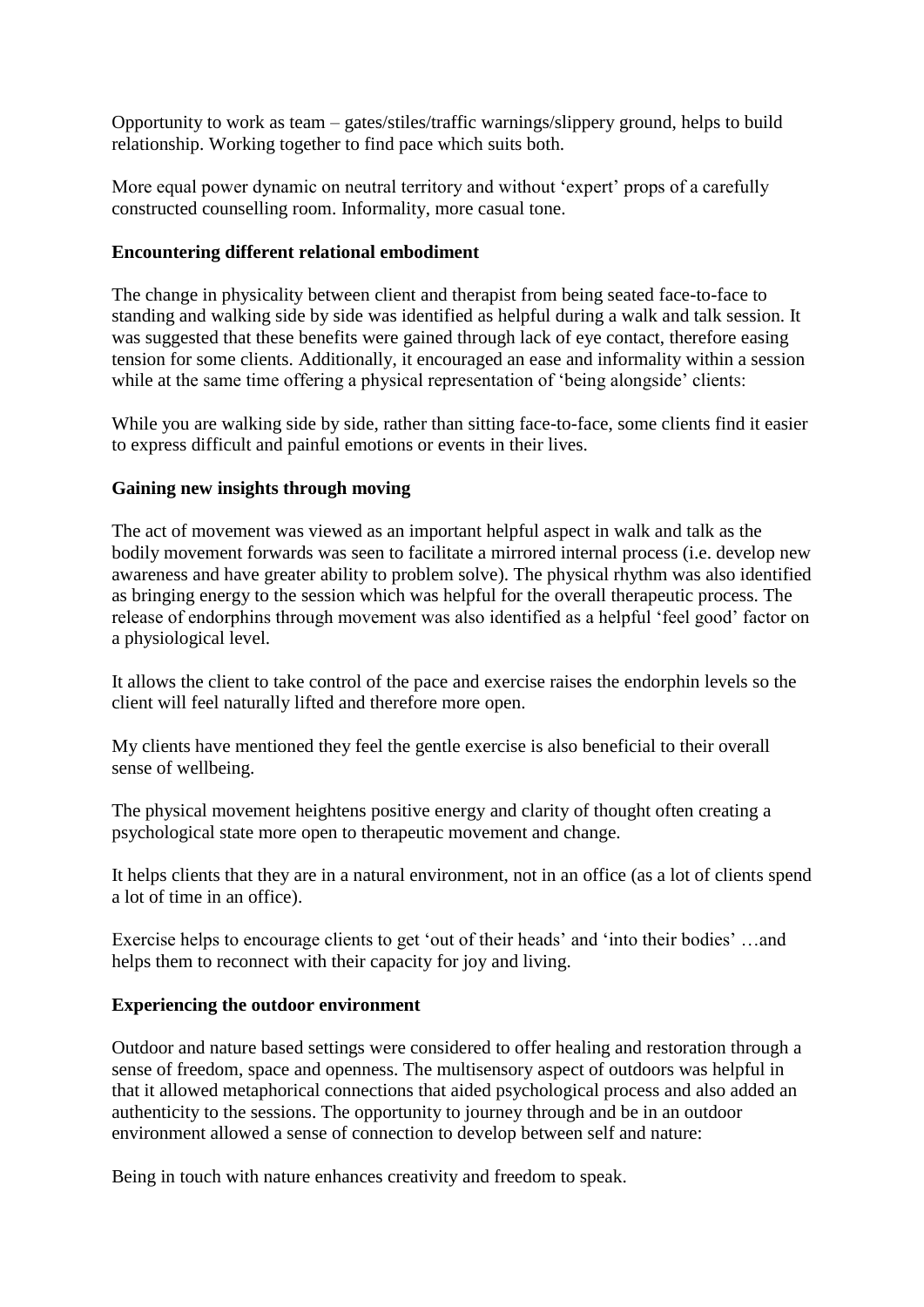Opportunity to work as team – gates/stiles/traffic warnings/slippery ground, helps to build relationship. Working together to find pace which suits both.

More equal power dynamic on neutral territory and without 'expert' props of a carefully constructed counselling room. Informality, more casual tone.

**Encountering different relational embodiment**

The change in physicality between client and therapist from being seated face-to-face to standing and walking side by side was identified as helpful during a walk and talk session. It was suggested that these benefits were gained through lack of eye contact, therefore easing tension for some clients. Additionally, it encouraged an ease and informality within a session while at the same time offering a physical representation of 'being alongside' clients:

While you are walking side by side, rather than sitting face-to-face, some clients find it easier to express difficult and painful emotions or events in their lives.

**Gaining new insights through moving**

The act of movement was viewed as an important helpful aspect in walk and talk as the bodily movement forwards was seen to facilitate a mirrored internal process (i.e. develop new awareness and have greater ability to problem solve). The physical rhythm was also identified as bringing energy to the session which was helpful for the overall therapeutic process. The release of endorphins through movement was also identified as a helpful 'feel good' factor on a physiological level.

It allows the client to take control of the pace and exercise raises the endorphin levels so the client will feel naturally lifted and therefore more open.

My clients have mentioned they feel the gentle exercise is also beneficial to their overall sense of wellbeing.

The physical movement heightens positive energy and clarity of thought often creating a psychological state more open to therapeutic movement and change.

It helps clients that they are in a natural environment, not in an office (as a lot of clients spend a lot of time in an office).

Exercise helps to encourage clients to get 'out of their heads' and 'into their bodies' …and helps them to reconnect with their capacity for joy and living.

**Experiencing the outdoor environment**

Outdoor and nature based settings were considered to offer healing and restoration through a sense of freedom, space and openness. The multisensory aspect of outdoors was helpful in that it allowed metaphorical connections that aided psychological process and also added an authenticity to the sessions. The opportunity to journey through and be in an outdoor environment allowed a sense of connection to develop between self and nature:

Being in touch with nature enhances creativity and freedom to speak.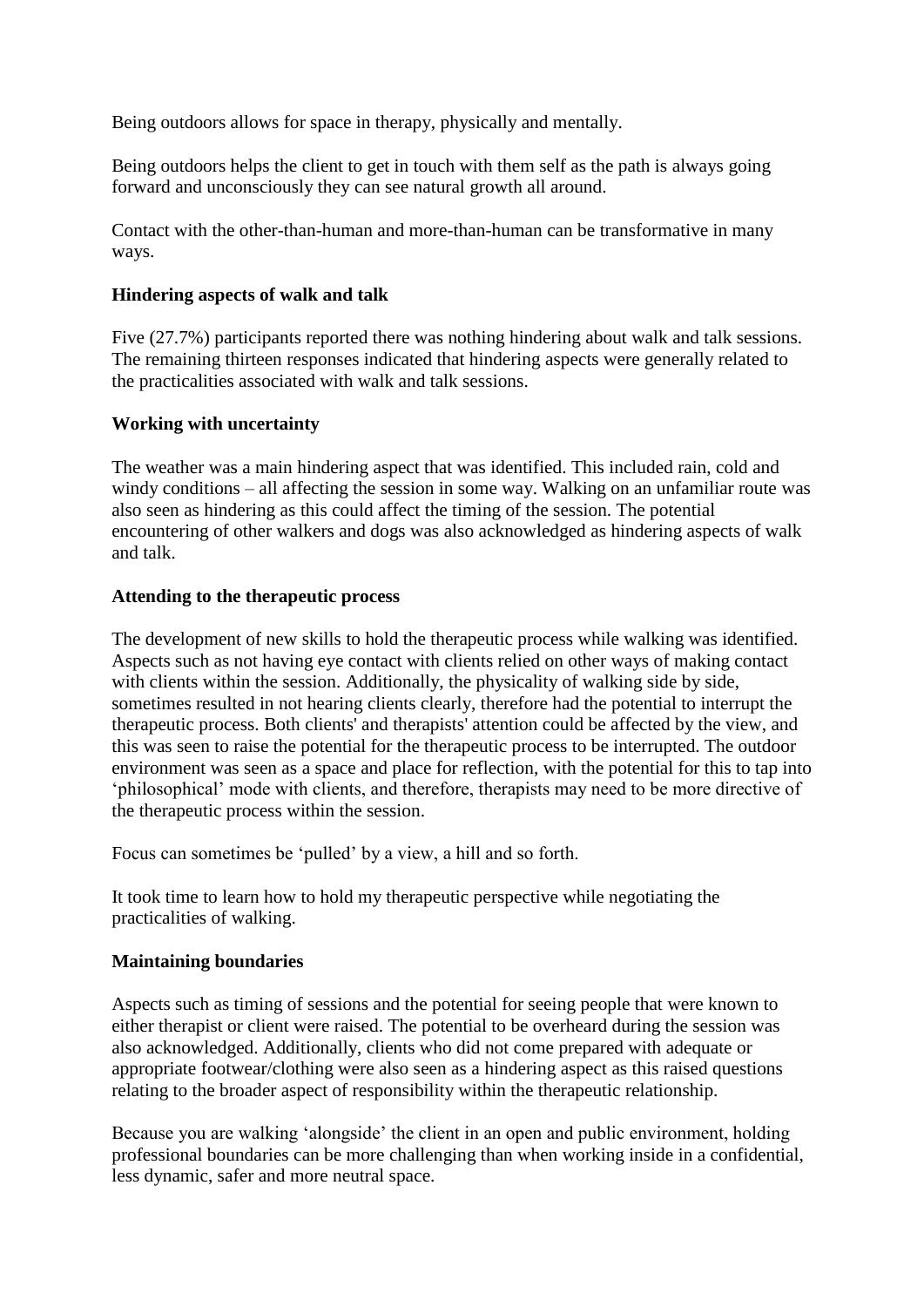Being outdoors allows for space in therapy, physically and mentally.

Being outdoors helps the client to get in touch with them self as the path is always going forward and unconsciously they can see natural growth all around.

Contact with the other-than-human and more-than-human can be transformative in many ways.

**Hindering aspects of walk and talk**

Five (27.7%) participants reported there was nothing hindering about walk and talk sessions. The remaining thirteen responses indicated that hindering aspects were generally related to the practicalities associated with walk and talk sessions.

**Working with uncertainty**

The weather was a main hindering aspect that was identified. This included rain, cold and windy conditions – all affecting the session in some way. Walking on an unfamiliar route was also seen as hindering as this could affect the timing of the session. The potential encountering of other walkers and dogs was also acknowledged as hindering aspects of walk and talk.

**Attending to the therapeutic process**

The development of new skills to hold the therapeutic process while walking was identified. Aspects such as not having eye contact with clients relied on other ways of making contact with clients within the session. Additionally, the physicality of walking side by side, sometimes resulted in not hearing clients clearly, therefore had the potential to interrupt the therapeutic process. Both clients' and therapists' attention could be affected by the view, and this was seen to raise the potential for the therapeutic process to be interrupted. The outdoor environment was seen as a space and place for reflection, with the potential for this to tap into 'philosophical' mode with clients, and therefore, therapists may need to be more directive of the therapeutic process within the session.

Focus can sometimes be 'pulled' by a view, a hill and so forth.

It took time to learn how to hold my therapeutic perspective while negotiating the practicalities of walking.

**Maintaining boundaries**

Aspects such as timing of sessions and the potential for seeing people that were known to either therapist or client were raised. The potential to be overheard during the session was also acknowledged. Additionally, clients who did not come prepared with adequate or appropriate footwear/clothing were also seen as a hindering aspect as this raised questions relating to the broader aspect of responsibility within the therapeutic relationship.

Because you are walking 'alongside' the client in an open and public environment, holding professional boundaries can be more challenging than when working inside in a confidential, less dynamic, safer and more neutral space.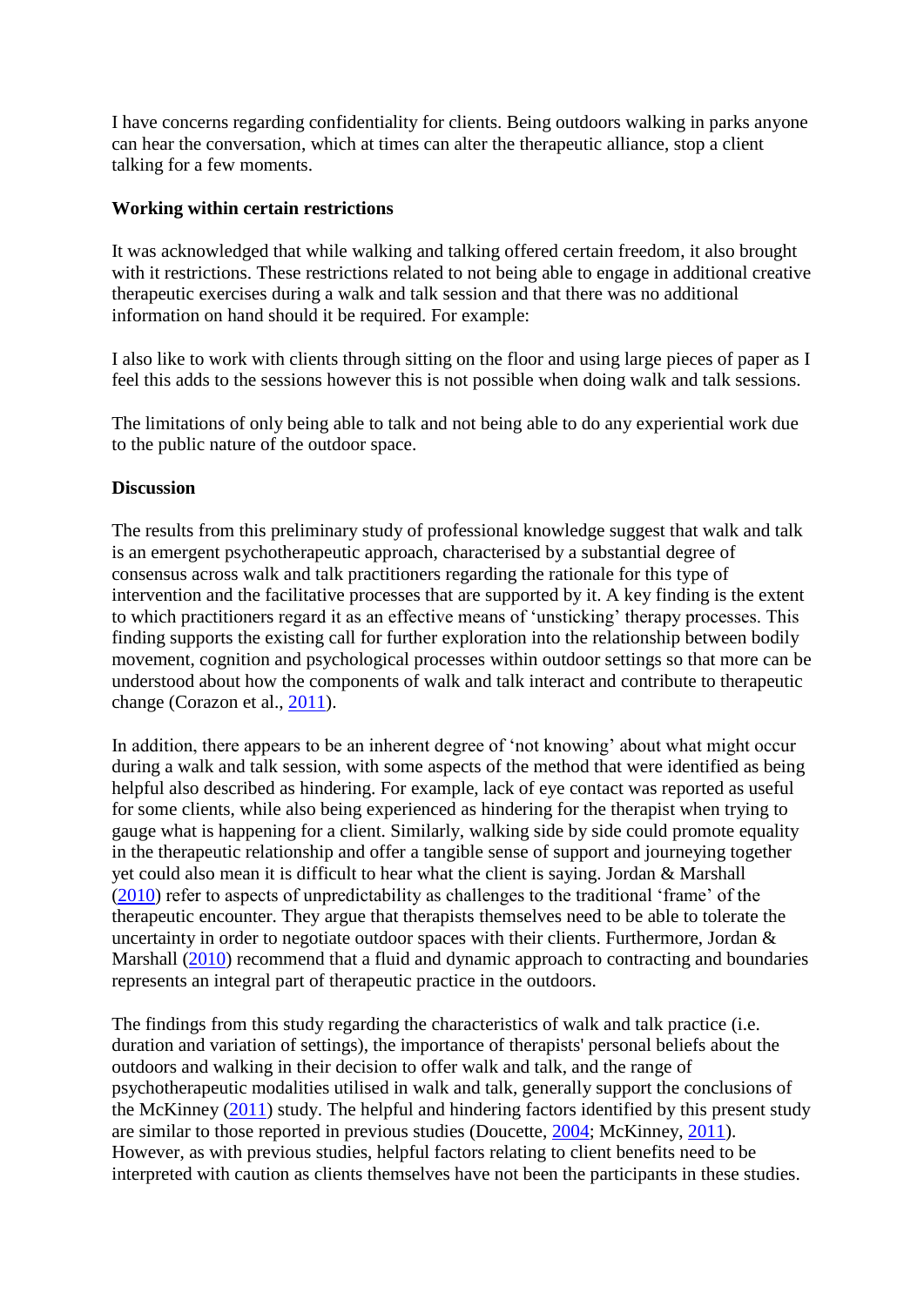I have concerns regarding confidentiality for clients. Being outdoors walking in parks anyone can hear the conversation, which at times can alter the therapeutic alliance, stop a client talking for a few moments.

**Working within certain restrictions**

It was acknowledged that while walking and talking offered certain freedom, it also brought with it restrictions. These restrictions related to not being able to engage in additional creative therapeutic exercises during a walk and talk session and that there was no additional information on hand should it be required. For example:

I also like to work with clients through sitting on the floor and using large pieces of paper as I feel this adds to the sessions however this is not possible when doing walk and talk sessions.

The limitations of only being able to talk and not being able to do any experiential work due to the public nature of the outdoor space.

**Discussion**

The results from this preliminary study of professional knowledge suggest that walk and talk is an emergent psychotherapeutic approach, characterised by a substantial degree of consensus across walk and talk practitioners regarding the rationale for this type of intervention and the facilitative processes that are supported by it. A key finding is the extent to which practitioners regard it as an effective means of 'unsticking' therapy processes. This finding supports the existing call for further exploration into the relationship between bodily movement, cognition and psychological processes within outdoor settings so that more can be understood about how the components of walk and talk interact and contribute to therapeutic change (Corazon et al., 2011).

In addition, there appears to be an inherent degree of 'not knowing' about what might occur during a walk and talk session, with some aspects of the method that were identified as being helpful also described as hindering. For example, lack of eye contact was reported as useful for some clients, while also being experienced as hindering for the therapist when trying to gauge what is happening for a client. Similarly, walking side by side could promote equality in the therapeutic relationship and offer a tangible sense of support and journeying together yet could also mean it is difficult to hear what the client is saying. Jordan & Marshall (2010) refer to aspects of unpredictability as challenges to the traditional 'frame' of the therapeutic encounter. They argue that therapists themselves need to be able to tolerate the uncertainty in order to negotiate outdoor spaces with their clients. Furthermore, Jordan & Marshall (2010) recommend that a fluid and dynamic approach to contracting and boundaries represents an integral part of therapeutic practice in the outdoors.

The findings from this study regarding the characteristics of walk and talk practice (i.e. duration and variation of settings), the importance of therapists' personal beliefs about the outdoors and walking in their decision to offer walk and talk, and the range of psychotherapeutic modalities utilised in walk and talk, generally support the conclusions of the McKinney (2011) study. The helpful and hindering factors identified by this present study are similar to those reported in previous studies (Doucette, 2004; McKinney, 2011). However, as with previous studies, helpful factors relating to client benefits need to be interpreted with caution as clients themselves have not been the participants in these studies.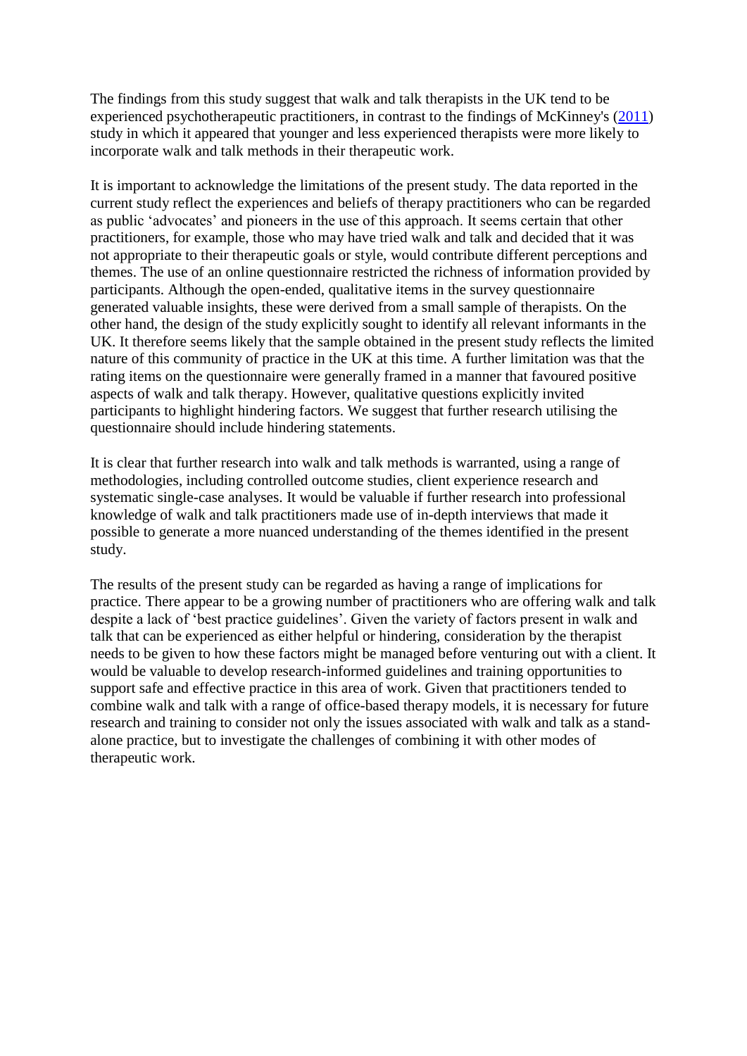The findings from this study suggest that walk and talk therapists in the UK tend to be experienced psychotherapeutic practitioners, in contrast to the findings of McKinney's (2011) study in which it appeared that younger and less experienced therapists were more likely to incorporate walk and talk methods in their therapeutic work.

It is important to acknowledge the limitations of the present study. The data reported in the current study reflect the experiences and beliefs of therapy practitioners who can be regarded as public 'advocates' and pioneers in the use of this approach. It seems certain that other practitioners, for example, those who may have tried walk and talk and decided that it was not appropriate to their therapeutic goals or style, would contribute different perceptions and themes. The use of an online questionnaire restricted the richness of information provided by participants. Although the open-ended, qualitative items in the survey questionnaire generated valuable insights, these were derived from a small sample of therapists. On the other hand, the design of the study explicitly sought to identify all relevant informants in the UK. It therefore seems likely that the sample obtained in the present study reflects the limited nature of this community of practice in the UK at this time. A further limitation was that the rating items on the questionnaire were generally framed in a manner that favoured positive aspects of walk and talk therapy. However, qualitative questions explicitly invited participants to highlight hindering factors. We suggest that further research utilising the questionnaire should include hindering statements.

It is clear that further research into walk and talk methods is warranted, using a range of methodologies, including controlled outcome studies, client experience research and systematic single-case analyses. It would be valuable if further research into professional knowledge of walk and talk practitioners made use of in-depth interviews that made it possible to generate a more nuanced understanding of the themes identified in the present study.

The results of the present study can be regarded as having a range of implications for practice. There appear to be a growing number of practitioners who are offering walk and talk despite a lack of 'best practice guidelines'. Given the variety of factors present in walk and talk that can be experienced as either helpful or hindering, consideration by the therapist needs to be given to how these factors might be managed before venturing out with a client. It would be valuable to develop research-informed guidelines and training opportunities to support safe and effective practice in this area of work. Given that practitioners tended to combine walk and talk with a range of office-based therapy models, it is necessary for future research and training to consider not only the issues associated with walk and talk as a stand-alone practice, but to investigate the challenges of combining it with other modes of therapeutic work.